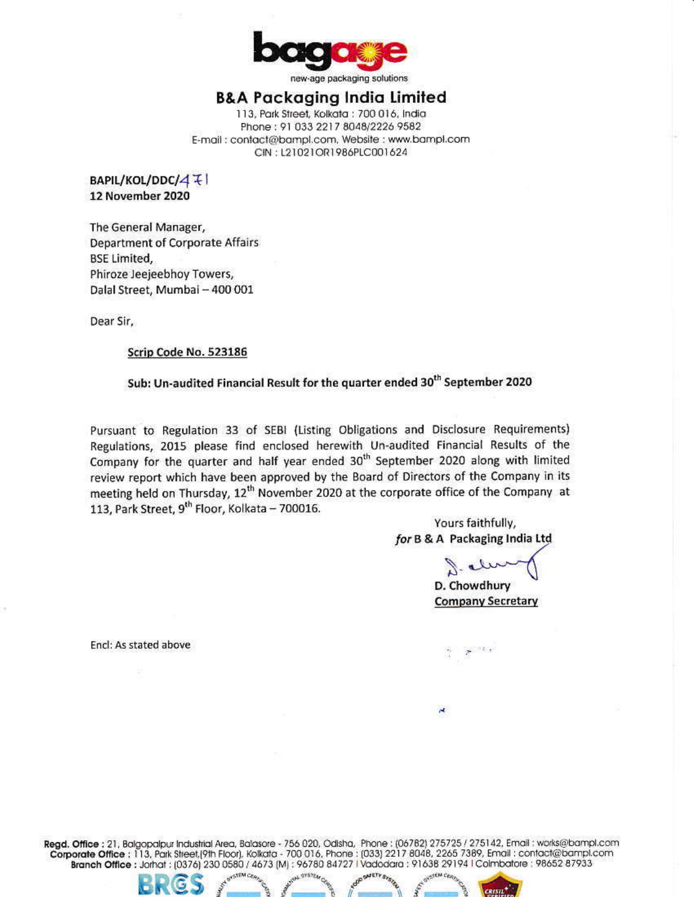bagage

new-age packaging solutions

## B&A Packaging India Limited

113, Park Street, Kolkata : 700 016, India
Phone : 91 033 2217 8048/2226 9582
E-mail : contact@bampl.com, Website : www.bampl.com
CIN : L21021OR1986PLC001624

**BAPIL/KOL/DDC/471**
**12 November 2020**

The General Manager,
Department of Corporate Affairs
BSE Limited,
Phiroze Jeejeebhoy Towers,
Dalal Street, Mumbai – 400 001

Dear Sir,

**Scrip Code No. 523186**

**Sub: Un-audited Financial Result for the quarter ended 30th September 2020**

Pursuant to Regulation 33 of SEBI (Listing Obligations and Disclosure Requirements) Regulations, 2015 please find enclosed herewith Un-audited Financial Results of the Company for the quarter and half year ended 30th September 2020 along with limited review report which have been approved by the Board of Directors of the Company in its meeting held on Thursday, 12th November 2020 at the corporate office of the Company at 113, Park Street, 9th Floor, Kolkata – 700016.

Yours faithfully,
*for* **B & A Packaging India Ltd**

**D. Chowdhury**
**Company Secretary**

Encl: As stated above

**Regd. Office** : 21, Balgopalpur Industrial Area, Balasore - 756 020, Odisha, Phone : (06782) 275725 / 275142, Email : works@bampl.com
**Corporate Office** : 113, Park Street,(9th Floor), Kolkata - 700 016, Phone : (033) 2217 8048, 2265 7389, Email : contact@bampl.com
**Branch Office** : Jorhat : (0376) 230 0580 / 4673 (M) : 96780 84727 | Vadodara : 91638 29194 | Coimbatore : 98652 87933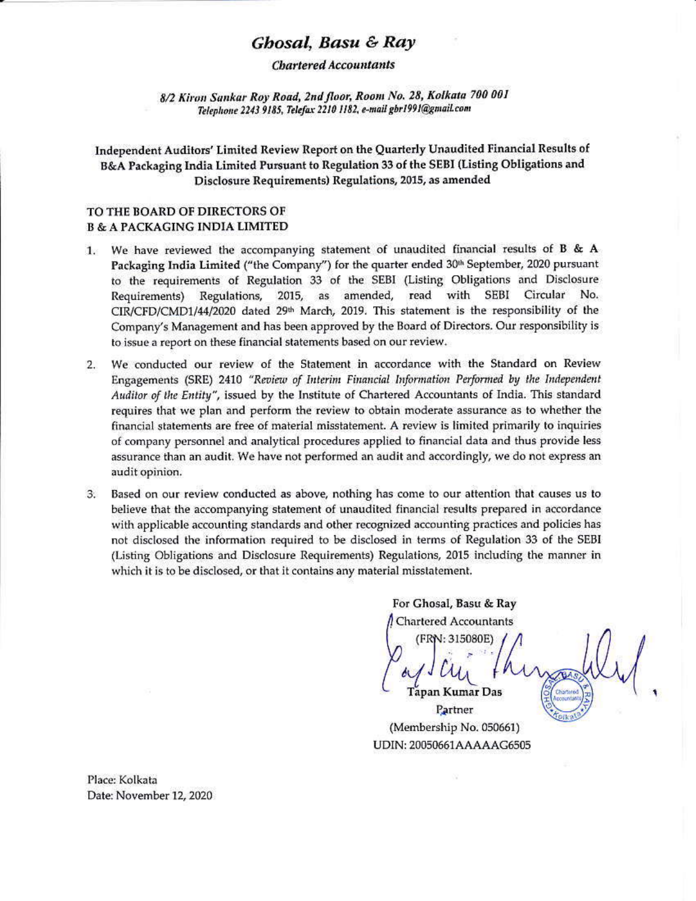# *Ghosal, Basu & Ray*

***Chartered Accountants***

*8/2 Kiron Sankar Roy Road, 2nd floor, Room No. 28, Kolkata 700 001*
*Telephone 2243 9185, Telefax 2210 1182, e-mail gbr1991@gmail.com*

**Independent Auditors' Limited Review Report on the Quarterly Unaudited Financial Results of B&A Packaging India Limited Pursuant to Regulation 33 of the SEBI (Listing Obligations and Disclosure Requirements) Regulations, 2015, as amended**

**TO THE BOARD OF DIRECTORS OF**
**B & A PACKAGING INDIA LIMITED**

1. We have reviewed the accompanying statement of unaudited financial results of **B & A Packaging India Limited** ("the Company") for the quarter ended 30th September, 2020 pursuant to the requirements of Regulation 33 of the SEBI (Listing Obligations and Disclosure Requirements) Regulations, 2015, as amended, read with SEBI Circular No. CIR/CFD/CMD1/44/2020 dated 29th March, 2019. This statement is the responsibility of the Company's Management and has been approved by the Board of Directors. Our responsibility is to issue a report on these financial statements based on our review.

2. We conducted our review of the Statement in accordance with the Standard on Review Engagements (SRE) 2410 *"Review of Interim Financial Information Performed by the Independent Auditor of the Entity"*, issued by the Institute of Chartered Accountants of India. This standard requires that we plan and perform the review to obtain moderate assurance as to whether the financial statements are free of material misstatement. A review is limited primarily to inquiries of company personnel and analytical procedures applied to financial data and thus provide less assurance than an audit. We have not performed an audit and accordingly, we do not express an audit opinion.

3. Based on our review conducted as above, nothing has come to our attention that causes us to believe that the accompanying statement of unaudited financial results prepared in accordance with applicable accounting standards and other recognized accounting practices and policies has not disclosed the information required to be disclosed in terms of Regulation 33 of the SEBI (Listing Obligations and Disclosure Requirements) Regulations, 2015 including the manner in which it is to be disclosed, or that it contains any material misstatement.

For Ghosal, Basu & Ray
Chartered Accountants
(FRN: 315080E)

**Tapan Kumar Das**
Partner
(Membership No. 050661)
UDIN: 20050661AAAAAG6505

Place: Kolkata
Date: November 12, 2020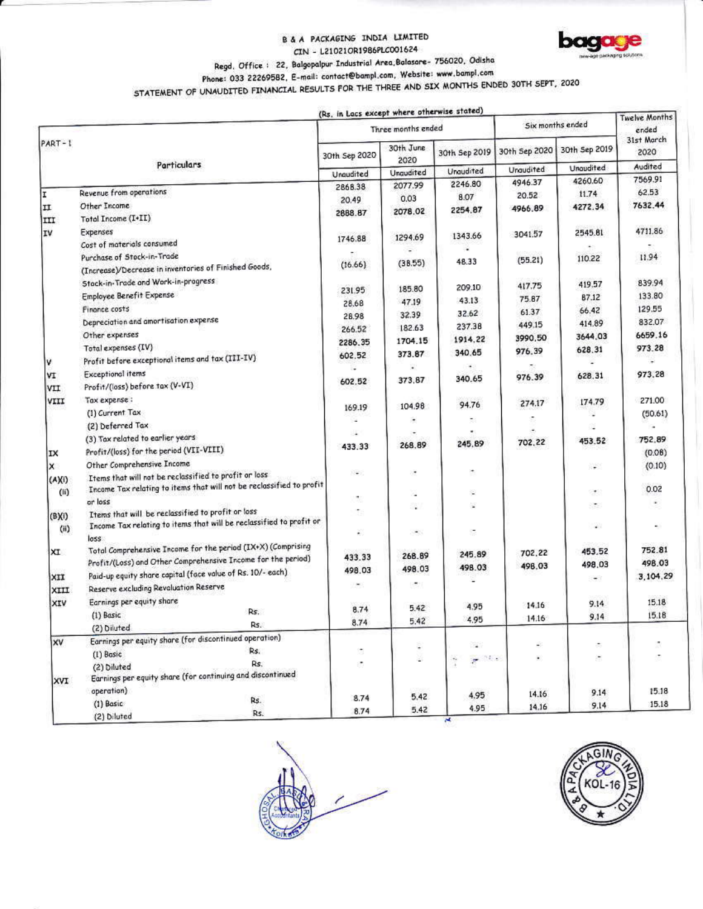B & A PACKAGING INDIA LIMITED

CIN - L21021OR1986PLC001624

Regd. Office : 22, Balgopalpur Industrial Area, Balasore- 756020, Odisha

Phone: 033 22269582, E-mail: contact@bampl.com, Website: www.bampl.com

## STATEMENT OF UNAUDITED FINANCIAL RESULTS FOR THE THREE AND SIX MONTHS ENDED 30TH SEPT, 2020

(Rs. in Lacs except where otherwise stated)

| PART - 1 | Particulars | Three months ended | | | Six months ended | | Twelve Months ended 31st March 2020 |
|---|---|---|---|---|---|---|---|
| | | 30th Sep 2020 | 30th June 2020 | 30th Sep 2019 | 30th Sep 2020 | 30th Sep 2019 | |
| | | Unaudited | Unaudited | Unaudited | Unaudited | Unaudited | Audited |
| I | Revenue from operations | 2868.38 | 2077.99 | 2246.80 | 4946.37 | 4260.60 | 7569.91 |
| II | Other Income | 20.49 | 0.03 | 8.07 | 20.52 | 11.74 | 62.53 |
| III | Total Income (I+II) | 2888.87 | 2078.02 | 2254.87 | 4966.89 | 4272.34 | 7632.44 |
| IV | Expenses | | | | | | |
| | Cost of materials consumed | 1746.88 | 1294.69 | 1343.66 | 3041.57 | 2545.81 | 4711.86 |
| | Purchase of Stock-in-Trade | - | - | - | | - | - |
| | (Increase)/Decrease in inventories of Finished Goods, Stock-in-Trade and Work-in-progress | (16.66) | (38.55) | 48.33 | (55.21) | 110.22 | 11.94 |
| | Employee Benefit Expense | 231.95 | 185.80 | 209.10 | 417.75 | 419.57 | 839.94 |
| | Finance costs | 28.68 | 47.19 | 43.13 | 75.87 | 87.12 | 133.80 |
| | Depreciation and amortisation expense | 28.98 | 32.39 | 32.62 | 61.37 | 66.42 | 129.55 |
| | Other expenses | 266.52 | 182.63 | 237.38 | 449.15 | 414.89 | 832.07 |
| | Total expenses (IV) | 2286.35 | 1704.15 | 1914.22 | 3990.50 | 3644.03 | 6659.16 |
| V | Profit before exceptional items and tax (III-IV) | 602.52 | 373.87 | 340.65 | 976.39 | 628.31 | 973.28 |
| VI | Exceptional items | - | - | - | - | - | - |
| VII | Profit/(loss) before tax (V-VI) | 602.52 | 373.87 | 340.65 | 976.39 | 628.31 | 973.28 |
| VIII | Tax expense : | | | | | | |
| | (1) Current Tax | 169.19 | 104.98 | 94.76 | 274.17 | 174.79 | 271.00 |
| | (2) Deferred Tax | - | - | - | - | - | (50.61) |
| | (3) Tax related to earlier years | - | - | - | - | - | - |
| IX | Profit/(loss) for the period (VII-VIII) | 433.33 | 268.89 | 245.89 | 702.22 | 453.52 | 752.89 |
| X | Other Comprehensive Income | | | | | | (0.08) |
| (A)(i) | Items that will not be reclassified to profit or loss | - | - | - | | - | (0.10) |
| (ii) | Income Tax relating to items that will not be reclassified to profit or loss | - | - | - | | - | 0.02 |
| (B)(i) | Items that will be reclassified to profit or loss | - | - | - | | - | - |
| (ii) | Income Tax relating to items that will be reclassified to profit or loss | - | - | - | | - | - |
| XI | Total Comprehensive Income for the period (IX+X) (Comprising Profit/(Loss) and Other Comprehensive Income for the period) | 433.33 | 268.89 | 245.89 | 702.22 | 453.52 | 752.81 |
| XII | Paid-up equity share capital (face value of Rs. 10/- each) | 498.03 | 498.03 | 498.03 | 498.03 | 498.03 | 498.03 |
| XIII | Reserve excluding Revaluation Reserve | - | - | - | | - | 3,104.29 |
| XIV | Earnings per equity share | | | | | | |
| | (1) Basic Rs. | 8.74 | 5.42 | 4.95 | 14.16 | 9.14 | 15.18 |
| | (2) Diluted Rs. | 8.74 | 5.42 | 4.95 | 14.16 | 9.14 | 15.18 |
| XV | Earnings per equity share (for discontinued operation) | | | | | | |
| | (1) Basic Rs. | - | - | - | - | - | - |
| | (2) Diluted Rs. | - | - | - | - | - | - |
| XVI | Earnings per equity share (for continuing and discontinued operation) | | | | | | |
| | (1) Basic Rs. | 8.74 | 5.42 | 4.95 | 14.16 | 9.14 | 15.18 |
| | (2) Diluted Rs. | 8.74 | 5.42 | 4.95 | 14.16 | 9.14 | 15.18 |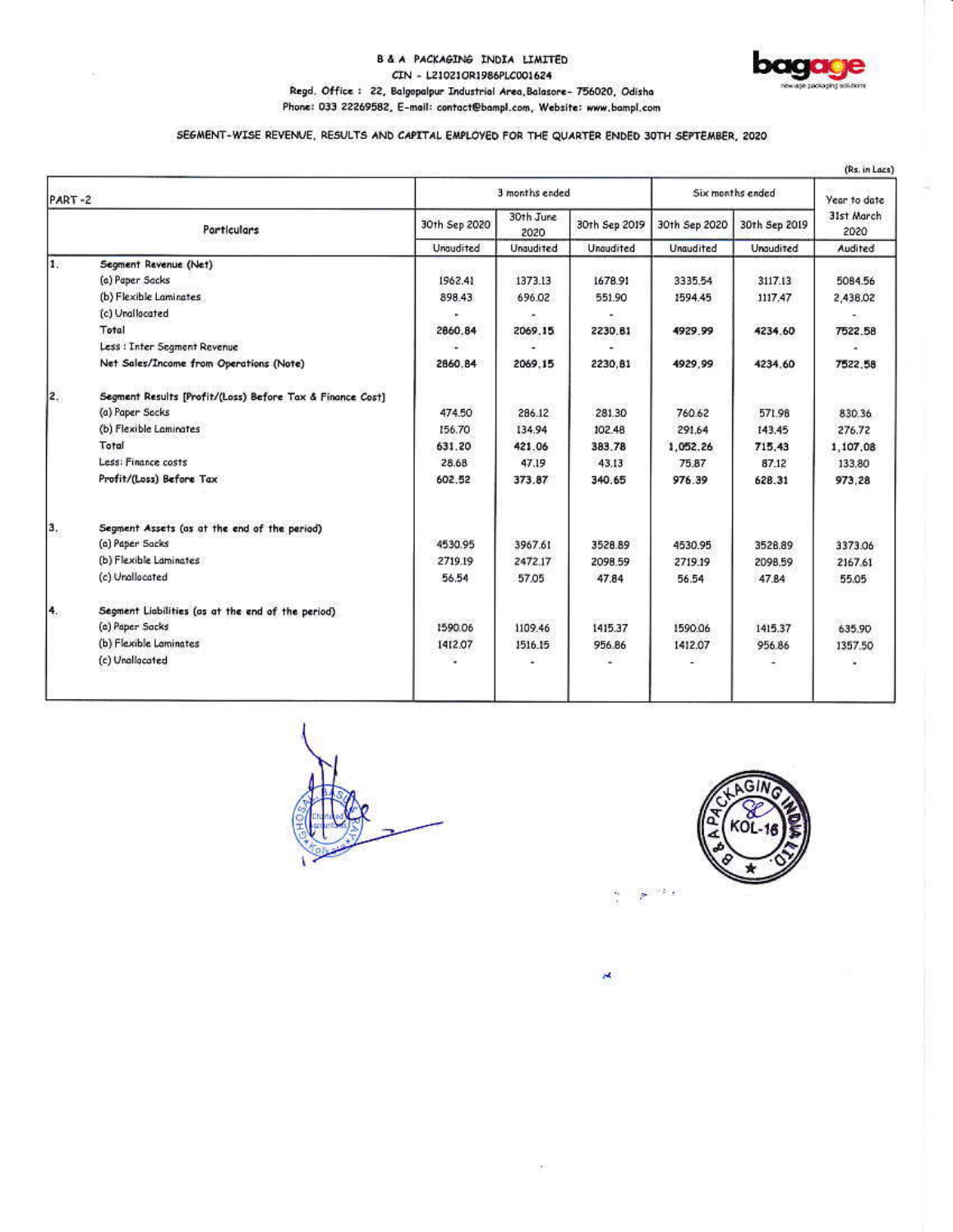B & A PACKAGING INDIA LIMITED

CIN - L21021OR1986PLC001624

Regd. Office : 22, Balgopalpur Industrial Area,Balasore- 756020, Odisha

Phone: 033 22269582, E-mail: contact@bampl.com, Website: www.bampl.com

## SEGMENT-WISE REVENUE, RESULTS AND CAPITAL EMPLOYED FOR THE QUARTER ENDED 30TH SEPTEMBER, 2020

(Rs. in Lacs)

| PART -2 | | 3 months ended | | | Six months ended | | Year to date |
|---|---|---|---|---|---|---|---|
| | Particulars | 30th Sep 2020 | 30th June 2020 | 30th Sep 2019 | 30th Sep 2020 | 30th Sep 2019 | 31st March 2020 |
| | | Unaudited | Unaudited | Unaudited | Unaudited | Unaudited | Audited |
| 1. | Segment Revenue (Net) | | | | | | |
| | (a) Paper Sacks | 1962.41 | 1373.13 | 1678.91 | 3335.54 | 3117.13 | 5084.56 |
| | (b) Flexible Laminates | 898.43 | 696.02 | 551.90 | 1594.45 | 1117.47 | 2,438.02 |
| | (c) Unallocated | - | - | - | | | - |
| | Total | 2860.84 | 2069.15 | 2230.81 | 4929.99 | 4234.60 | 7522.58 |
| | Less : Inter Segment Revenue | - | - | - | | | - |
| | Net Sales/Income from Operations (Note) | 2860.84 | 2069.15 | 2230.81 | 4929.99 | 4234.60 | 7522.58 |
| 2. | Segment Results [Profit/(Loss) Before Tax & Finance Cost] | | | | | | |
| | (a) Paper Sacks | 474.50 | 286.12 | 281.30 | 760.62 | 571.98 | 830.36 |
| | (b) Flexible Laminates | 156.70 | 134.94 | 102.48 | 291.64 | 143.45 | 276.72 |
| | Total | 631.20 | 421.06 | 383.78 | 1,052.26 | 715.43 | 1,107.08 |
| | Less: Finance costs | 28.68 | 47.19 | 43.13 | 75.87 | 87.12 | 133.80 |
| | Profit/(Loss) Before Tax | 602.52 | 373.87 | 340.65 | 976.39 | 628.31 | 973.28 |
| 3. | Segment Assets (as at the end of the period) | | | | | | |
| | (a) Paper Sacks | 4530.95 | 3967.61 | 3528.89 | 4530.95 | 3528.89 | 3373.06 |
| | (b) Flexible Laminates | 2719.19 | 2472.17 | 2098.59 | 2719.19 | 2098.59 | 2167.61 |
| | (c) Unallocated | 56.54 | 57.05 | 47.84 | 56.54 | 47.84 | 55.05 |
| 4. | Segment Liabilities (as at the end of the period) | | | | | | |
| | (a) Paper Sacks | 1590.06 | 1109.46 | 1415.37 | 1590.06 | 1415.37 | 635.90 |
| | (b) Flexible Laminates | 1412.07 | 1516.15 | 956.86 | 1412.07 | 956.86 | 1357.50 |
| | (c) Unallocated | - | - | - | - | - | - |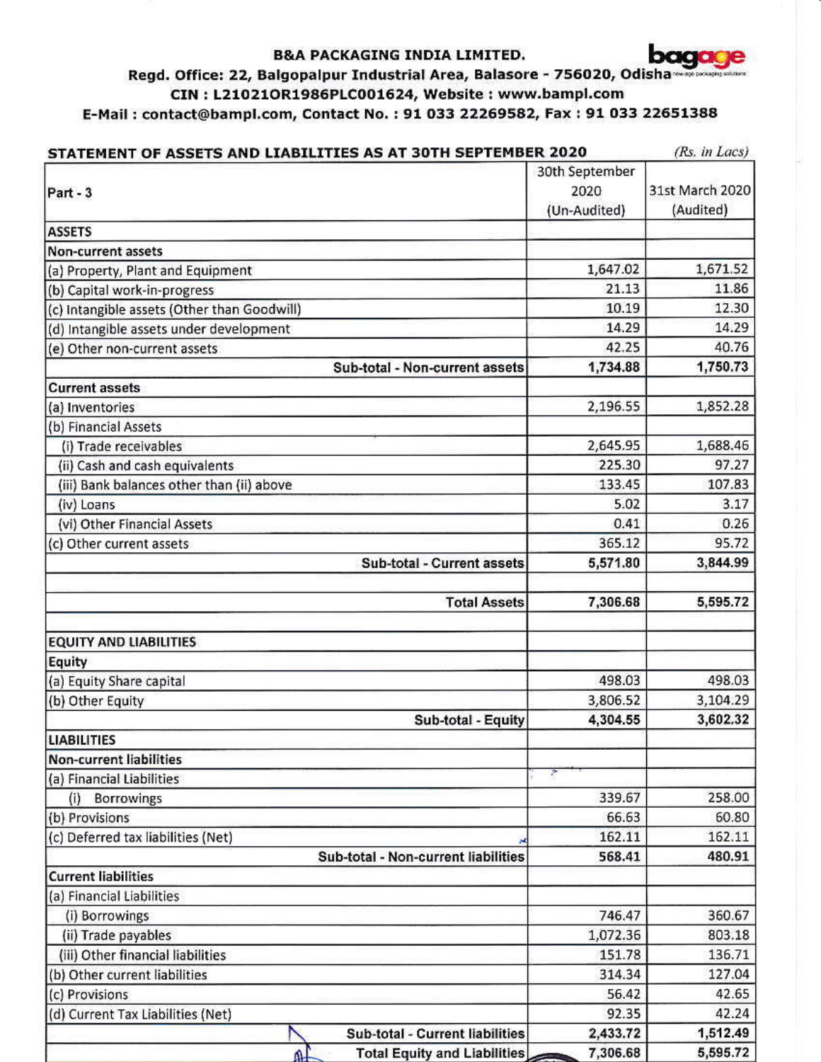# B&A PACKAGING INDIA LIMITED.

**Regd. Office: 22, Balgopalpur Industrial Area, Balasore - 756020, Odisha**

**CIN : L21021OR1986PLC001624, Website : www.bampl.com**

**E-Mail : contact@bampl.com, Contact No. : 91 033 22269582, Fax : 91 033 22651388**

**STATEMENT OF ASSETS AND LIABILITIES AS AT 30TH SEPTEMBER 2020** *(Rs. in Lacs)*

| Part - 3 | 30th September 2020 (Un-Audited) | 31st March 2020 (Audited) |
|---|---|---|
| **ASSETS** | | |
| **Non-current assets** | | |
| (a) Property, Plant and Equipment | 1,647.02 | 1,671.52 |
| (b) Capital work-in-progress | 21.13 | 11.86 |
| (c) Intangible assets (Other than Goodwill) | 10.19 | 12.30 |
| (d) Intangible assets under development | 14.29 | 14.29 |
| (e) Other non-current assets | 42.25 | 40.76 |
| **Sub-total - Non-current assets** | **1,734.88** | **1,750.73** |
| **Current assets** | | |
| (a) Inventories | 2,196.55 | 1,852.28 |
| (b) Financial Assets | | |
| (i) Trade receivables | 2,645.95 | 1,688.46 |
| (ii) Cash and cash equivalents | 225.30 | 97.27 |
| (iii) Bank balances other than (ii) above | 133.45 | 107.83 |
| (iv) Loans | 5.02 | 3.17 |
| (vi) Other Financial Assets | 0.41 | 0.26 |
| (c) Other current assets | 365.12 | 95.72 |
| **Sub-total - Current assets** | **5,571.80** | **3,844.99** |
| | | |
| **Total Assets** | **7,306.68** | **5,595.72** |
| | | |
| **EQUITY AND LIABILITIES** | | |
| **Equity** | | |
| (a) Equity Share capital | 498.03 | 498.03 |
| (b) Other Equity | 3,806.52 | 3,104.29 |
| **Sub-total - Equity** | **4,304.55** | **3,602.32** |
| **LIABILITIES** | | |
| **Non-current liabilities** | | |
| (a) Financial Liabilities | | |
| (i) Borrowings | 339.67 | 258.00 |
| (b) Provisions | 66.63 | 60.80 |
| (c) Deferred tax liabilities (Net) | 162.11 | 162.11 |
| **Sub-total - Non-current liabilities** | **568.41** | **480.91** |
| **Current liabilities** | | |
| (a) Financial Liabilities | | |
| (i) Borrowings | 746.47 | 360.67 |
| (ii) Trade payables | 1,072.36 | 803.18 |
| (iii) Other financial liabilities | 151.78 | 136.71 |
| (b) Other current liabilities | 314.34 | 127.04 |
| (c) Provisions | 56.42 | 42.65 |
| (d) Current Tax Liabilities (Net) | 92.35 | 42.24 |
| **Sub-total - Current liabilities** | **2,433.72** | **1,512.49** |
| **Total Equity and Liabilities** | **7,306.68** | **5,595.72** |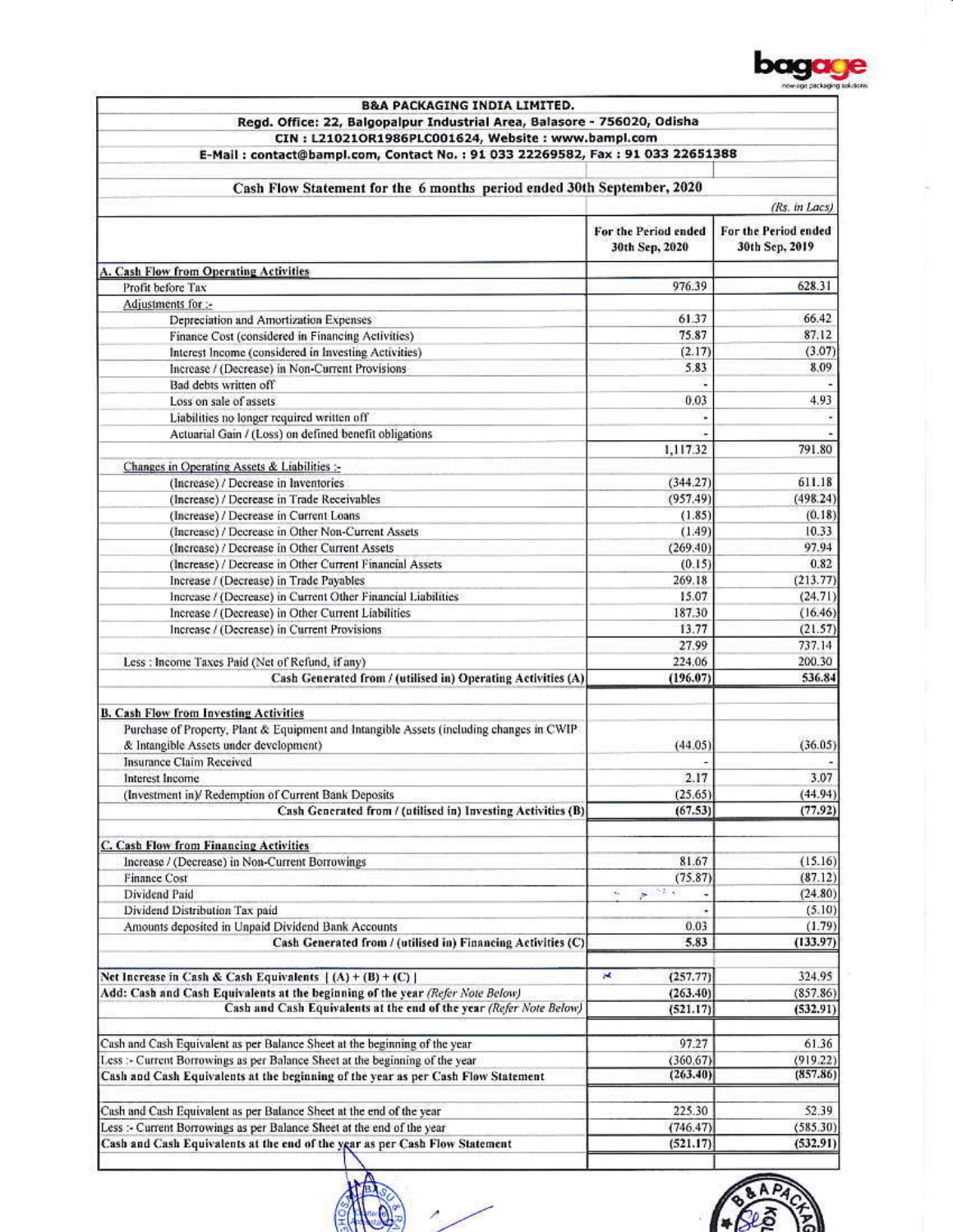**B&A PACKAGING INDIA LIMITED.**

**Regd. Office: 22, Balgopalpur Industrial Area, Balasore - 756020, Odisha**

**CIN : L21021OR1986PLC001624, Website : www.bampl.com**

**E-Mail : contact@bampl.com, Contact No. : 91 033 22269582, Fax : 91 033 22651388**

## Cash Flow Statement for the 6 months period ended 30th September, 2020

*(Rs. in Lacs)*

| | For the Period ended 30th Sep, 2020 | For the Period ended 30th Sep, 2019 |
|---|---|---|
| **A. Cash Flow from Operating Activities** | | |
| Profit before Tax | 976.39 | 628.31 |
| Adjustments for :- | | |
| Depreciation and Amortization Expenses | 61.37 | 66.42 |
| Finance Cost (considered in Financing Activities) | 75.87 | 87.12 |
| Interest Income (considered in Investing Activities) | (2.17) | (3.07) |
| Increase / (Decrease) in Non-Current Provisions | 5.83 | 8.09 |
| Bad debts written off | - | - |
| Loss on sale of assets | 0.03 | 4.93 |
| Liabilities no longer required written off | - | - |
| Actuarial Gain / (Loss) on defined benefit obligations | - | - |
| | 1,117.32 | 791.80 |
| Changes in Operating Assets & Liabilities :- | | |
| (Increase) / Decrease in Inventories | (344.27) | 611.18 |
| (Increase) / Decrease in Trade Receivables | (957.49) | (498.24) |
| (Increase) / Decrease in Current Loans | (1.85) | (0.18) |
| (Increase) / Decrease in Other Non-Current Assets | (1.49) | 10.33 |
| (Increase) / Decrease in Other Current Assets | (269.40) | 97.94 |
| (Increase) / Decrease in Other Current Financial Assets | (0.15) | 0.82 |
| Increase / (Decrease) in Trade Payables | 269.18 | (213.77) |
| Increase / (Decrease) in Current Other Financial Liabilities | 15.07 | (24.71) |
| Increase / (Decrease) in Other Current Liabilities | 187.30 | (16.46) |
| Increase / (Decrease) in Current Provisions | 13.77 | (21.57) |
| | 27.99 | 737.14 |
| Less : Income Taxes Paid (Net of Refund, if any) | 224.06 | 200.30 |
| **Cash Generated from / (utilised in) Operating Activities (A)** | **(196.07)** | **536.84** |
| | | |
| **B. Cash Flow from Investing Activities** | | |
| Purchase of Property, Plant & Equipment and Intangible Assets (including changes in CWIP & Intangible Assets under development) | (44.05) | (36.05) |
| Insurance Claim Received | - | - |
| Interest Income | 2.17 | 3.07 |
| (Investment in)/ Redemption of Current Bank Deposits | (25.65) | (44.94) |
| **Cash Generated from / (utilised in) Investing Activities (B)** | **(67.53)** | **(77.92)** |
| | | |
| **C. Cash Flow from Financing Activities** | | |
| Increase / (Decrease) in Non-Current Borrowings | 81.67 | (15.16) |
| Finance Cost | (75.87) | (87.12) |
| Dividend Paid | - | (24.80) |
| Dividend Distribution Tax paid | - | (5.10) |
| Amounts deposited in Unpaid Dividend Bank Accounts | 0.03 | (1.79) |
| **Cash Generated from / (utilised in) Financing Activities (C)** | **5.83** | **(133.97)** |
| | | |
| **Net Increase in Cash & Cash Equivalents [ (A) + (B) + (C) ]** | **(257.77)** | **324.95** |
| **Add: Cash and Cash Equivalents at the beginning of the year** *(Refer Note Below)* | **(263.40)** | **(857.86)** |
| **Cash and Cash Equivalents at the end of the year** *(Refer Note Below)* | **(521.17)** | **(532.91)** |
| | | |
| Cash and Cash Equivalent as per Balance Sheet at the beginning of the year | 97.27 | 61.36 |
| Less :- Current Borrowings as per Balance Sheet at the beginning of the year | (360.67) | (919.22) |
| **Cash and Cash Equivalents at the beginning of the year as per Cash Flow Statement** | **(263.40)** | **(857.86)** |
| | | |
| Cash and Cash Equivalent as per Balance Sheet at the end of the year | 225.30 | 52.39 |
| Less :- Current Borrowings as per Balance Sheet at the end of the year | (746.47) | (585.30) |
| **Cash and Cash Equivalents at the end of the year as per Cash Flow Statement** | **(521.17)** | **(532.91)** |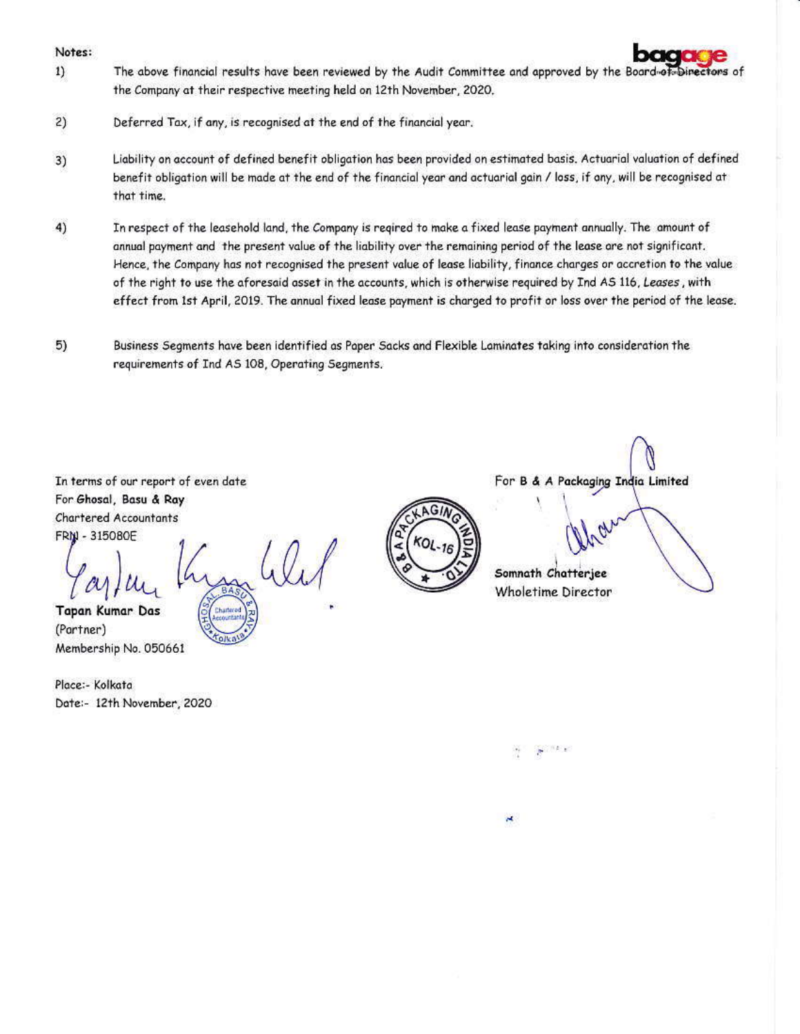Notes:

1) The above financial results have been reviewed by the Audit Committee and approved by the Board of Directors of the Company at their respective meeting held on 12th November, 2020.

2) Deferred Tax, if any, is recognised at the end of the financial year.

3) Liability on account of defined benefit obligation has been provided on estimated basis. Actuarial valuation of defined benefit obligation will be made at the end of the financial year and actuarial gain / loss, if any, will be recognised at that time.

4) In respect of the leasehold land, the Company is reqired to make a fixed lease payment annually. The amount of annual payment and the present value of the liability over the remaining period of the lease are not significant. Hence, the Company has not recognised the present value of lease liability, finance charges or accretion to the value of the right to use the aforesaid asset in the accounts, which is otherwise required by Ind AS 116, *Leases*, with effect from 1st April, 2019. The annual fixed lease payment is charged to profit or loss over the period of the lease.

5) Business Segments have been identified as Paper Sacks and Flexible Laminates taking into consideration the requirements of Ind AS 108, Operating Segments.

In terms of our report of even date
For **Ghosal, Basu & Ray**
Chartered Accountants
FRN - 315080E

**Tapan Kumar Das**
(Partner)
Membership No. 050661

Place:- Kolkata
Date:- 12th November, 2020

For **B & A Packaging India Limited**

**Somnath Chatterjee**
Wholetime Director